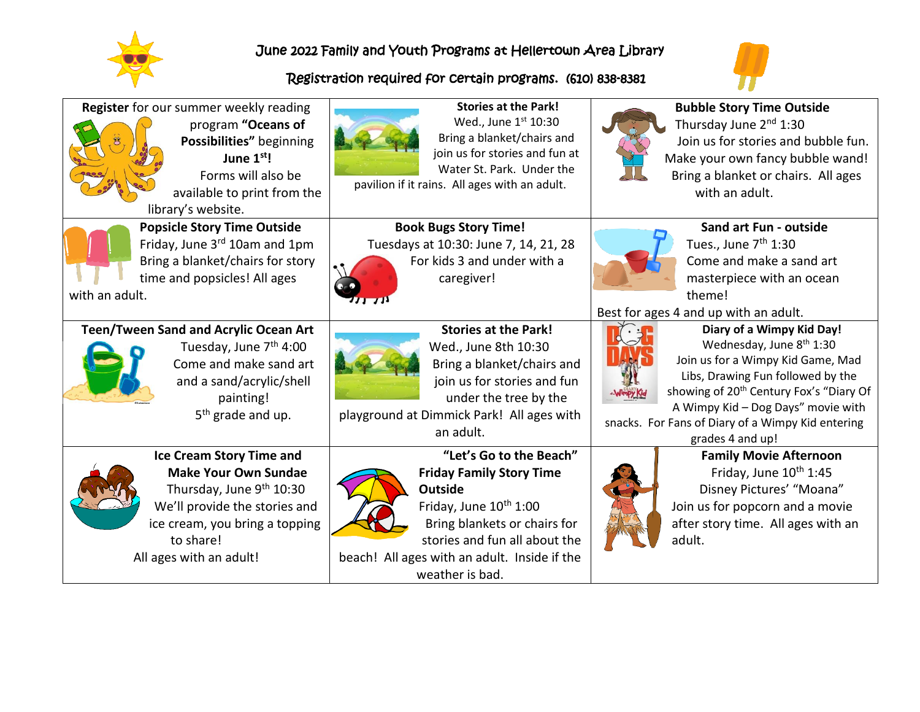# June 2022 Family and Youth Programs at Hellertown Area Library

Registration required for certain programs. (610) 838-8381

| | | |
|---|---|---|
| **Register** for our summer weekly reading program **"Oceans of Possibilities"** beginning **June 1st!** Forms will also be available to print from the library's website. | **Stories at the Park!** Wed., June 1st 10:30 Bring a blanket/chairs and join us for stories and fun at Water St. Park. Under the pavilion if it rains. All ages with an adult. | **Bubble Story Time Outside** Thursday June 2nd 1:30 Join us for stories and bubble fun. Make your own fancy bubble wand! Bring a blanket or chairs. All ages with an adult. |
| **Popsicle Story Time Outside** Friday, June 3rd 10am and 1pm Bring a blanket/chairs for story time and popsicles! All ages with an adult. | **Book Bugs Story Time!** Tuesdays at 10:30: June 7, 14, 21, 28 For kids 3 and under with a caregiver! | **Sand art Fun - outside** Tues., June 7th 1:30 Come and make a sand art masterpiece with an ocean theme! Best for ages 4 and up with an adult. |
| **Teen/Tween Sand and Acrylic Ocean Art** Tuesday, June 7th 4:00 Come and make sand art and a sand/acrylic/shell painting! 5th grade and up. | **Stories at the Park!** Wed., June 8th 10:30 Bring a blanket/chairs and join us for stories and fun under the tree by the playground at Dimmick Park! All ages with an adult. | **Diary of a Wimpy Kid Day!** Wednesday, June 8th 1:30 Join us for a Wimpy Kid Game, Mad Libs, Drawing Fun followed by the showing of 20th Century Fox's "Diary Of A Wimpy Kid – Dog Days" movie with snacks. For Fans of Diary of a Wimpy Kid entering grades 4 and up! |
| **Ice Cream Story Time and Make Your Own Sundae** Thursday, June 9th 10:30 We'll provide the stories and ice cream, you bring a topping to share! All ages with an adult! | **"Let's Go to the Beach" Friday Family Story Time Outside** Friday, June 10th 1:00 Bring blankets or chairs for stories and fun all about the beach! All ages with an adult. Inside if the weather is bad. | **Family Movie Afternoon** Friday, June 10th 1:45 Disney Pictures' "Moana" Join us for popcorn and a movie after story time. All ages with an adult. |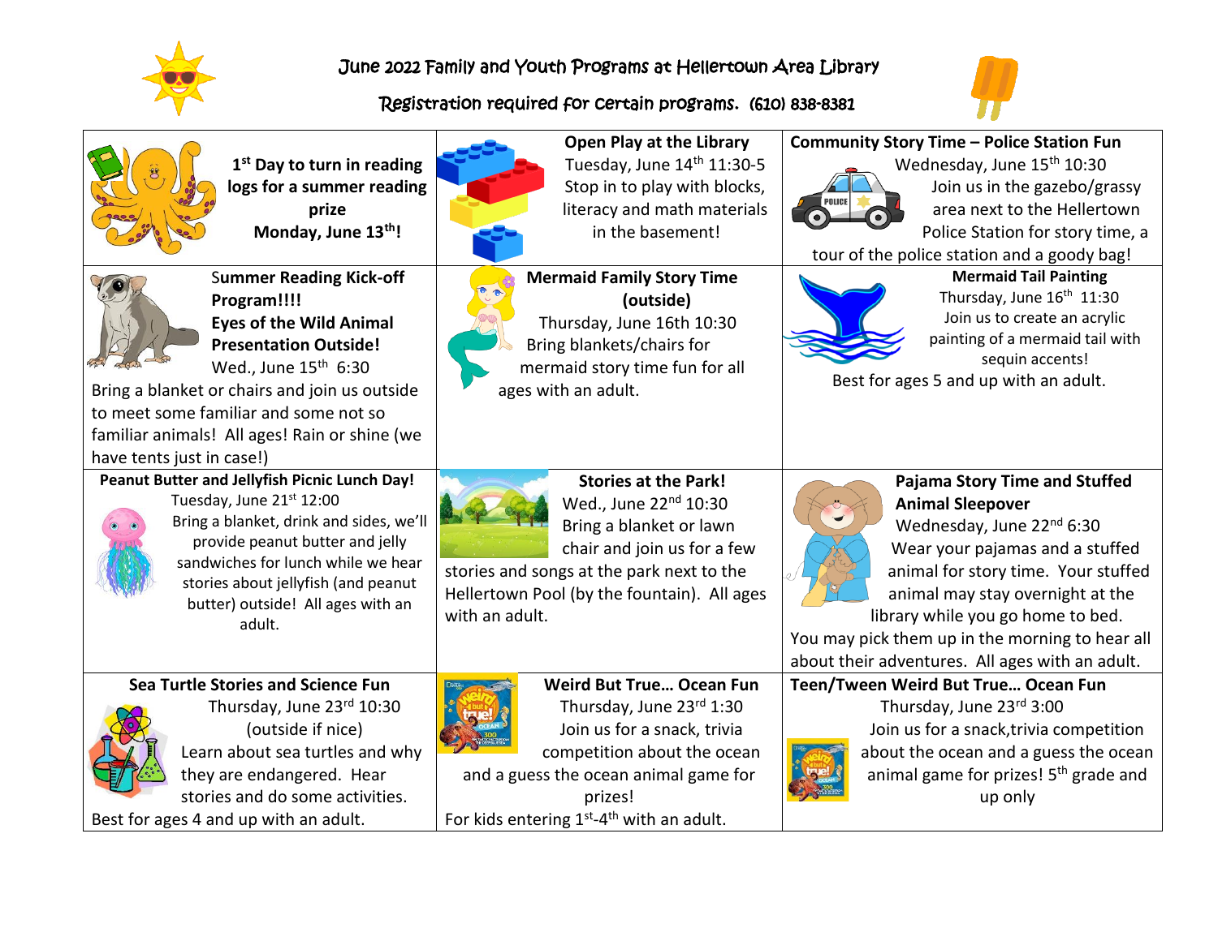# June 2022 Family and Youth Programs at Hellertown Area Library

Registration required for certain programs. (610) 838-8381

| | | |
|---|---|---|
| **1st Day to turn in reading logs for a summer reading prize** **Monday, June 13th!** | **Open Play at the Library** Tuesday, June 14th 11:30-5 Stop in to play with blocks, literacy and math materials in the basement! | **Community Story Time – Police Station Fun** Wednesday, June 15th 10:30 Join us in the gazebo/grassy area next to the Hellertown Police Station for story time, a tour of the police station and a goody bag! |
| **Summer Reading Kick-off Program!!!!** **Eyes of the Wild Animal Presentation Outside!** Wed., June 15th 6:30 Bring a blanket or chairs and join us outside to meet some familiar and some not so familiar animals! All ages! Rain or shine (we have tents just in case!) | **Mermaid Family Story Time (outside)** Thursday, June 16th 10:30 Bring blankets/chairs for mermaid story time fun for all ages with an adult. | **Mermaid Tail Painting** Thursday, June 16th 11:30 Join us to create an acrylic painting of a mermaid tail with sequin accents! Best for ages 5 and up with an adult. |
| **Peanut Butter and Jellyfish Picnic Lunch Day!** Tuesday, June 21st 12:00 Bring a blanket, drink and sides, we'll provide peanut butter and jelly sandwiches for lunch while we hear stories about jellyfish (and peanut butter) outside! All ages with an adult. | **Stories at the Park!** Wed., June 22nd 10:30 Bring a blanket or lawn chair and join us for a few stories and songs at the park next to the Hellertown Pool (by the fountain). All ages with an adult. | **Pajama Story Time and Stuffed Animal Sleepover** Wednesday, June 22nd 6:30 Wear your pajamas and a stuffed animal for story time. Your stuffed animal may stay overnight at the library while you go home to bed. You may pick them up in the morning to hear all about their adventures. All ages with an adult. |
| **Sea Turtle Stories and Science Fun** Thursday, June 23rd 10:30 (outside if nice) Learn about sea turtles and why they are endangered. Hear stories and do some activities. Best for ages 4 and up with an adult. | **Weird But True… Ocean Fun** Thursday, June 23rd 1:30 Join us for a snack, trivia competition about the ocean and a guess the ocean animal game for prizes! For kids entering 1st-4th with an adult. | **Teen/Tween Weird But True… Ocean Fun** Thursday, June 23rd 3:00 Join us for a snack,trivia competition about the ocean and a guess the ocean animal game for prizes! 5th grade and up only |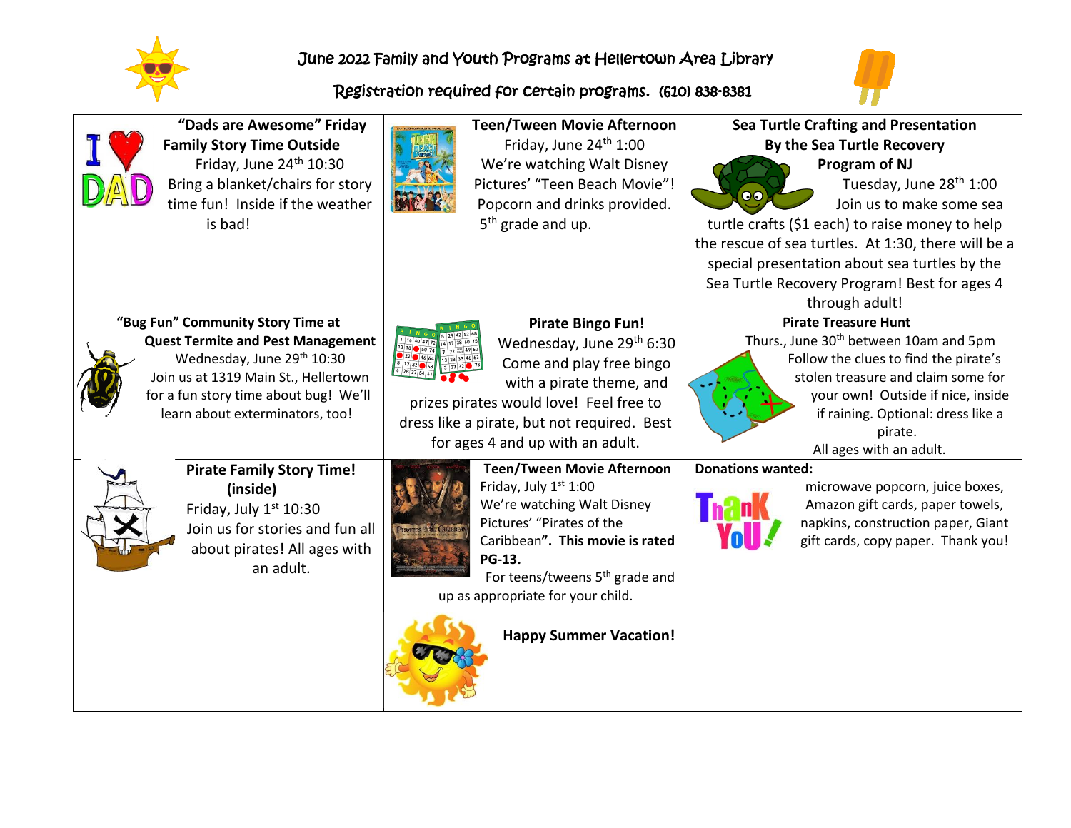# June 2022 Family and Youth Programs at Hellertown Area Library

## Registration required for certain programs. (610) 838-8381

| | | |
|---|---|---|
| **"Dads are Awesome" Friday Family Story Time Outside**<br>Friday, June 24th 10:30<br>Bring a blanket/chairs for story time fun! Inside if the weather is bad! | **Teen/Tween Movie Afternoon**<br>Friday, June 24th 1:00<br>We're watching Walt Disney Pictures' "Teen Beach Movie"! Popcorn and drinks provided. 5th grade and up. | **Sea Turtle Crafting and Presentation By the Sea Turtle Recovery Program of NJ**<br>Tuesday, June 28th 1:00<br>Join us to make some sea turtle crafts ($1 each) to raise money to help the rescue of sea turtles. At 1:30, there will be a special presentation about sea turtles by the Sea Turtle Recovery Program! Best for ages 4 through adult! |
| **"Bug Fun" Community Story Time at Quest Termite and Pest Management**<br>Wednesday, June 29th 10:30<br>Join us at 1319 Main St., Hellertown for a fun story time about bug! We'll learn about exterminators, too! | **Pirate Bingo Fun!**<br>Wednesday, June 29th 6:30<br>Come and play free bingo with a pirate theme, and prizes pirates would love! Feel free to dress like a pirate, but not required. Best for ages 4 and up with an adult. | **Pirate Treasure Hunt**<br>Thurs., June 30th between 10am and 5pm<br>Follow the clues to find the pirate's stolen treasure and claim some for your own! Outside if nice, inside if raining. Optional: dress like a pirate.<br>All ages with an adult. |
| **Pirate Family Story Time! (inside)**<br>Friday, July 1st 10:30<br>Join us for stories and fun all about pirates! All ages with an adult. | **Teen/Tween Movie Afternoon**<br>Friday, July 1st 1:00<br>We're watching Walt Disney Pictures' "Pirates of the Caribbean**". This movie is rated PG-13.**<br>For teens/tweens 5th grade and up as appropriate for your child. | **Donations wanted:**<br>microwave popcorn, juice boxes, Amazon gift cards, paper towels, napkins, construction paper, Giant gift cards, copy paper. Thank you! |
| | **Happy Summer Vacation!** | |